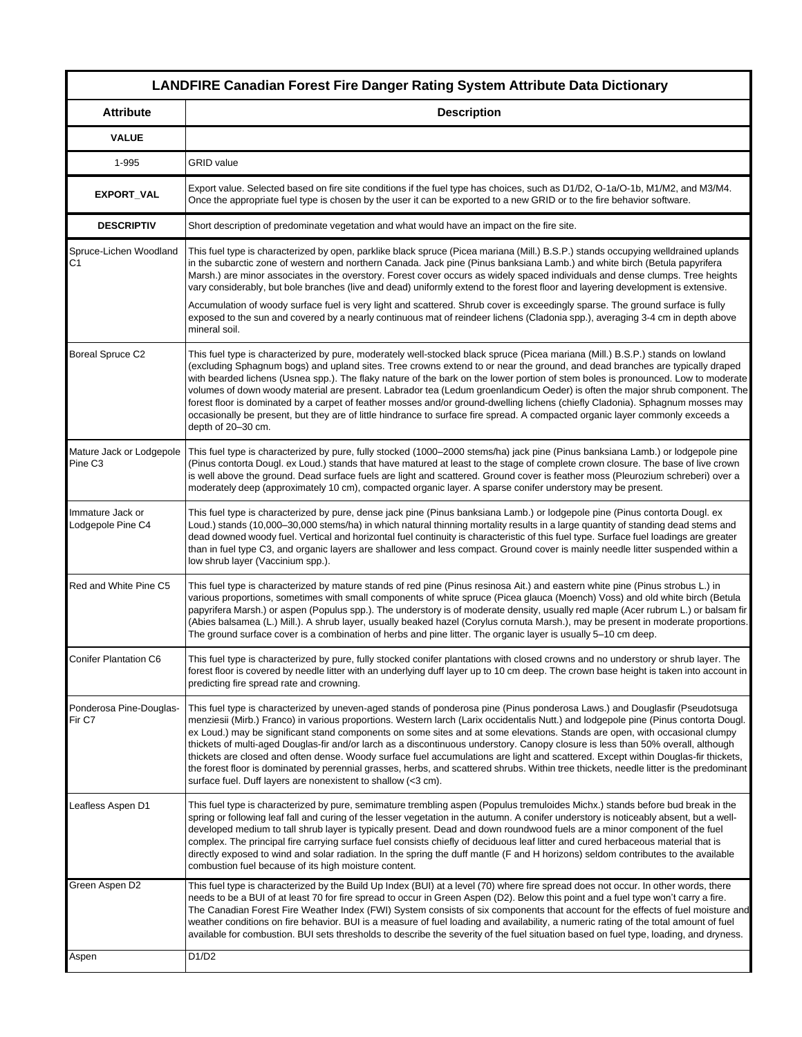| LANDFIRE Canadian Forest Fire Danger Rating System Attribute Data Dictionary | |
|---|---|
| **Attribute** | **Description** |
| **VALUE** | |
| 1-995 | GRID value |
| **EXPORT_VAL** | Export value. Selected based on fire site conditions if the fuel type has choices, such as D1/D2, O-1a/O-1b, M1/M2, and M3/M4. Once the appropriate fuel type is chosen by the user it can be exported to a new GRID or to the fire behavior software. |
| **DESCRIPTIV** | Short description of predominate vegetation and what would have an impact on the fire site. |
| Spruce-Lichen Woodland C1 | This fuel type is characterized by open, parklike black spruce (Picea mariana (Mill.) B.S.P.) stands occupying welldrained uplands in the subarctic zone of western and northern Canada. Jack pine (Pinus banksiana Lamb.) and white birch (Betula papyrifera Marsh.) are minor associates in the overstory. Forest cover occurs as widely spaced individuals and dense clumps. Tree heights vary considerably, but bole branches (live and dead) uniformly extend to the forest floor and layering development is extensive. Accumulation of woody surface fuel is very light and scattered. Shrub cover is exceedingly sparse. The ground surface is fully exposed to the sun and covered by a nearly continuous mat of reindeer lichens (Cladonia spp.), averaging 3-4 cm in depth above mineral soil. |
| Boreal Spruce C2 | This fuel type is characterized by pure, moderately well-stocked black spruce (Picea mariana (Mill.) B.S.P.) stands on lowland (excluding Sphagnum bogs) and upland sites. Tree crowns extend to or near the ground, and dead branches are typically draped with bearded lichens (Usnea spp.). The flaky nature of the bark on the lower portion of stem boles is pronounced. Low to moderate volumes of down woody material are present. Labrador tea (Ledum groenlandicum Oeder) is often the major shrub component. The forest floor is dominated by a carpet of feather mosses and/or ground-dwelling lichens (chiefly Cladonia). Sphagnum mosses may occasionally be present, but they are of little hindrance to surface fire spread. A compacted organic layer commonly exceeds a depth of 20–30 cm. |
| Mature Jack or Lodgepole Pine C3 | This fuel type is characterized by pure, fully stocked (1000–2000 stems/ha) jack pine (Pinus banksiana Lamb.) or lodgepole pine (Pinus contorta Dougl. ex Loud.) stands that have matured at least to the stage of complete crown closure. The base of live crown is well above the ground. Dead surface fuels are light and scattered. Ground cover is feather moss (Pleurozium schreberi) over a moderately deep (approximately 10 cm), compacted organic layer. A sparse conifer understory may be present. |
| Immature Jack or Lodgepole Pine C4 | This fuel type is characterized by pure, dense jack pine (Pinus banksiana Lamb.) or lodgepole pine (Pinus contorta Dougl. ex Loud.) stands (10,000–30,000 stems/ha) in which natural thinning mortality results in a large quantity of standing dead stems and dead downed woody fuel. Vertical and horizontal fuel continuity is characteristic of this fuel type. Surface fuel loadings are greater than in fuel type C3, and organic layers are shallower and less compact. Ground cover is mainly needle litter suspended within a low shrub layer (Vaccinium spp.). |
| Red and White Pine C5 | This fuel type is characterized by mature stands of red pine (Pinus resinosa Ait.) and eastern white pine (Pinus strobus L.) in various proportions, sometimes with small components of white spruce (Picea glauca (Moench) Voss) and old white birch (Betula papyrifera Marsh.) or aspen (Populus spp.). The understory is of moderate density, usually red maple (Acer rubrum L.) or balsam fir (Abies balsamea (L.) Mill.). A shrub layer, usually beaked hazel (Corylus cornuta Marsh.), may be present in moderate proportions. The ground surface cover is a combination of herbs and pine litter. The organic layer is usually 5–10 cm deep. |
| Conifer Plantation C6 | This fuel type is characterized by pure, fully stocked conifer plantations with closed crowns and no understory or shrub layer. The forest floor is covered by needle litter with an underlying duff layer up to 10 cm deep. The crown base height is taken into account in predicting fire spread rate and crowning. |
| Ponderosa Pine-Douglas-Fir C7 | This fuel type is characterized by uneven-aged stands of ponderosa pine (Pinus ponderosa Laws.) and Douglasfir (Pseudotsuga menziesii (Mirb.) Franco) in various proportions. Western larch (Larix occidentalis Nutt.) and lodgepole pine (Pinus contorta Dougl. ex Loud.) may be significant stand components on some sites and at some elevations. Stands are open, with occasional clumpy thickets of multi-aged Douglas-fir and/or larch as a discontinuous understory. Canopy closure is less than 50% overall, although thickets are closed and often dense. Woody surface fuel accumulations are light and scattered. Except within Douglas-fir thickets, the forest floor is dominated by perennial grasses, herbs, and scattered shrubs. Within tree thickets, needle litter is the predominant surface fuel. Duff layers are nonexistent to shallow (<3 cm). |
| Leafless Aspen D1 | This fuel type is characterized by pure, semimature trembling aspen (Populus tremuloides Michx.) stands before bud break in the spring or following leaf fall and curing of the lesser vegetation in the autumn. A conifer understory is noticeably absent, but a well-developed medium to tall shrub layer is typically present. Dead and down roundwood fuels are a minor component of the fuel complex. The principal fire carrying surface fuel consists chiefly of deciduous leaf litter and cured herbaceous material that is directly exposed to wind and solar radiation. In the spring the duff mantle (F and H horizons) seldom contributes to the available combustion fuel because of its high moisture content. |
| Green Aspen D2 | This fuel type is characterized by the Build Up Index (BUI) at a level (70) where fire spread does not occur. In other words, there needs to be a BUI of at least 70 for fire spread to occur in Green Aspen (D2). Below this point and a fuel type won't carry a fire. The Canadian Forest Fire Weather Index (FWI) System consists of six components that account for the effects of fuel moisture and weather conditions on fire behavior. BUI is a measure of fuel loading and availability, a numeric rating of the total amount of fuel available for combustion. BUI sets thresholds to describe the severity of the fuel situation based on fuel type, loading, and dryness. |
| Aspen | D1/D2 |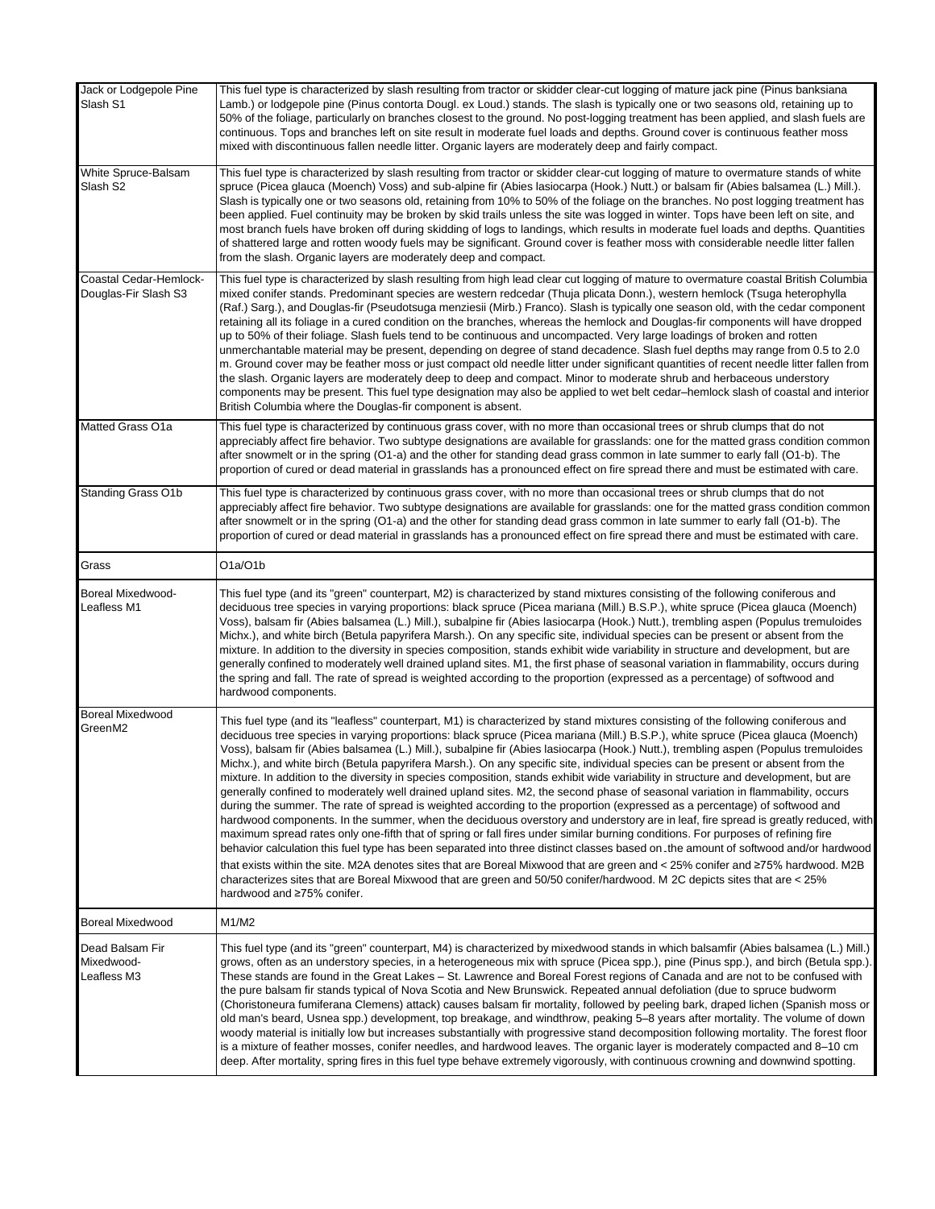| | |
|---|---|
| Jack or Lodgepole Pine Slash S1 | This fuel type is characterized by slash resulting from tractor or skidder clear-cut logging of mature jack pine (Pinus banksiana Lamb.) or lodgepole pine (Pinus contorta Dougl. ex Loud.) stands. The slash is typically one or two seasons old, retaining up to 50% of the foliage, particularly on branches closest to the ground. No post-logging treatment has been applied, and slash fuels are continuous. Tops and branches left on site result in moderate fuel loads and depths. Ground cover is continuous feather moss mixed with discontinuous fallen needle litter. Organic layers are moderately deep and fairly compact. |
| White Spruce-Balsam Slash S2 | This fuel type is characterized by slash resulting from tractor or skidder clear-cut logging of mature to overmature stands of white spruce (Picea glauca (Moench) Voss) and sub-alpine fir (Abies lasiocarpa (Hook.) Nutt.) or balsam fir (Abies balsamea (L.) Mill.). Slash is typically one or two seasons old, retaining from 10% to 50% of the foliage on the branches. No post logging treatment has been applied. Fuel continuity may be broken by skid trails unless the site was logged in winter. Tops have been left on site, and most branch fuels have broken off during skidding of logs to landings, which results in moderate fuel loads and depths. Quantities of shattered large and rotten woody fuels may be significant. Ground cover is feather moss with considerable needle litter fallen from the slash. Organic layers are moderately deep and compact. |
| Coastal Cedar-Hemlock-Douglas-Fir Slash S3 | This fuel type is characterized by slash resulting from high lead clear cut logging of mature to overmature coastal British Columbia mixed conifer stands. Predominant species are western redcedar (Thuja plicata Donn.), western hemlock (Tsuga heterophylla (Raf.) Sarg.), and Douglas-fir (Pseudotsuga menziesii (Mirb.) Franco). Slash is typically one season old, with the cedar component retaining all its foliage in a cured condition on the branches, whereas the hemlock and Douglas-fir components will have dropped up to 50% of their foliage. Slash fuels tend to be continuous and uncompacted. Very large loadings of broken and rotten unmerchantable material may be present, depending on degree of stand decadence. Slash fuel depths may range from 0.5 to 2.0 m. Ground cover may be feather moss or just compact old needle litter under significant quantities of recent needle litter fallen from the slash. Organic layers are moderately deep to deep and compact. Minor to moderate shrub and herbaceous understory components may be present. This fuel type designation may also be applied to wet belt cedar–hemlock slash of coastal and interior British Columbia where the Douglas-fir component is absent. |
| Matted Grass O1a | This fuel type is characterized by continuous grass cover, with no more than occasional trees or shrub clumps that do not appreciably affect fire behavior. Two subtype designations are available for grasslands: one for the matted grass condition common after snowmelt or in the spring (O1-a) and the other for standing dead grass common in late summer to early fall (O1-b). The proportion of cured or dead material in grasslands has a pronounced effect on fire spread there and must be estimated with care. |
| Standing Grass O1b | This fuel type is characterized by continuous grass cover, with no more than occasional trees or shrub clumps that do not appreciably affect fire behavior. Two subtype designations are available for grasslands: one for the matted grass condition common after snowmelt or in the spring (O1-a) and the other for standing dead grass common in late summer to early fall (O1-b). The proportion of cured or dead material in grasslands has a pronounced effect on fire spread there and must be estimated with care. |
| Grass | O1a/O1b |
| Boreal Mixedwood-Leafless M1 | This fuel type (and its "green" counterpart, M2) is characterized by stand mixtures consisting of the following coniferous and deciduous tree species in varying proportions: black spruce (Picea mariana (Mill.) B.S.P.), white spruce (Picea glauca (Moench) Voss), balsam fir (Abies balsamea (L.) Mill.), subalpine fir (Abies lasiocarpa (Hook.) Nutt.), trembling aspen (Populus tremuloides Michx.), and white birch (Betula papyrifera Marsh.). On any specific site, individual species can be present or absent from the mixture. In addition to the diversity in species composition, stands exhibit wide variability in structure and development, but are generally confined to moderately well drained upland sites. M1, the first phase of seasonal variation in flammability, occurs during the spring and fall. The rate of spread is weighted according to the proportion (expressed as a percentage) of softwood and hardwood components. |
| Boreal Mixedwood GreenM2 | This fuel type (and its "leafless" counterpart, M1) is characterized by stand mixtures consisting of the following coniferous and deciduous tree species in varying proportions: black spruce (Picea mariana (Mill.) B.S.P.), white spruce (Picea glauca (Moench) Voss), balsam fir (Abies balsamea (L.) Mill.), subalpine fir (Abies lasiocarpa (Hook.) Nutt.), trembling aspen (Populus tremuloides Michx.), and white birch (Betula papyrifera Marsh.). On any specific site, individual species can be present or absent from the mixture. In addition to the diversity in species composition, stands exhibit wide variability in structure and development, but are generally confined to moderately well drained upland sites. M2, the second phase of seasonal variation in flammability, occurs during the summer. The rate of spread is weighted according to the proportion (expressed as a percentage) of softwood and hardwood components. In the summer, when the deciduous overstory and understory are in leaf, fire spread is greatly reduced, with maximum spread rates only one-fifth that of spring or fall fires under similar burning conditions. For purposes of refining fire behavior calculation this fuel type has been separated into three distinct classes based on the amount of softwood and/or hardwood that exists within the site. M2A denotes sites that are Boreal Mixwood that are green and < 25% conifer and ≥75% hardwood. M2B characterizes sites that are Boreal Mixwood that are green and 50/50 conifer/hardwood. M 2C depicts sites that are < 25% hardwood and ≥75% conifer. |
| Boreal Mixedwood | M1/M2 |
| Dead Balsam Fir Mixedwood-Leafless M3 | This fuel type (and its "green" counterpart, M4) is characterized by mixedwood stands in which balsamfir (Abies balsamea (L.) Mill.) grows, often as an understory species, in a heterogeneous mix with spruce (Picea spp.), pine (Pinus spp.), and birch (Betula spp.). These stands are found in the Great Lakes – St. Lawrence and Boreal Forest regions of Canada and are not to be confused with the pure balsam fir stands typical of Nova Scotia and New Brunswick. Repeated annual defoliation (due to spruce budworm (Choristoneura fumiferana Clemens) attack) causes balsam fir mortality, followed by peeling bark, draped lichen (Spanish moss or old man's beard, Usnea spp.) development, top breakage, and windthrow, peaking 5–8 years after mortality. The volume of down woody material is initially low but increases substantially with progressive stand decomposition following mortality. The forest floor is a mixture of feather mosses, conifer needles, and hardwood leaves. The organic layer is moderately compacted and 8–10 cm deep. After mortality, spring fires in this fuel type behave extremely vigorously, with continuous crowning and downwind spotting. |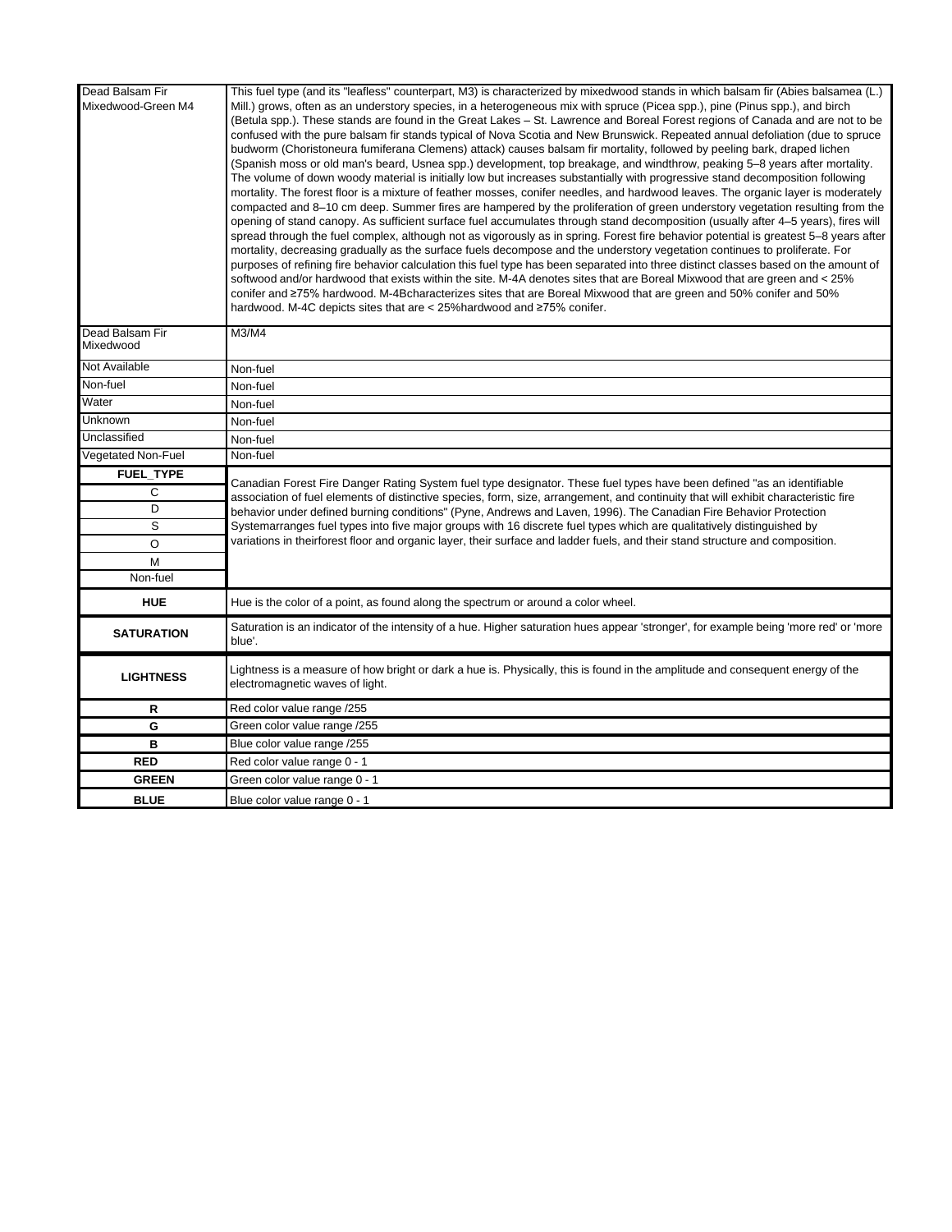| | |
|---|---|
| Dead Balsam Fir Mixedwood-Green M4 | This fuel type (and its "leafless" counterpart, M3) is characterized by mixedwood stands in which balsam fir (Abies balsamea (L.) Mill.) grows, often as an understory species, in a heterogeneous mix with spruce (Picea spp.), pine (Pinus spp.), and birch (Betula spp.). These stands are found in the Great Lakes – St. Lawrence and Boreal Forest regions of Canada and are not to be confused with the pure balsam fir stands typical of Nova Scotia and New Brunswick. Repeated annual defoliation (due to spruce budworm (Choristoneura fumiferana Clemens) attack) causes balsam fir mortality, followed by peeling bark, draped lichen (Spanish moss or old man's beard, Usnea spp.) development, top breakage, and windthrow, peaking 5–8 years after mortality. The volume of down woody material is initially low but increases substantially with progressive stand decomposition following mortality. The forest floor is a mixture of feather mosses, conifer needles, and hardwood leaves. The organic layer is moderately compacted and 8–10 cm deep. Summer fires are hampered by the proliferation of green understory vegetation resulting from the opening of stand canopy. As sufficient surface fuel accumulates through stand decomposition (usually after 4–5 years), fires will spread through the fuel complex, although not as vigorously as in spring. Forest fire behavior potential is greatest 5–8 years after mortality, decreasing gradually as the surface fuels decompose and the understory vegetation continues to proliferate. For purposes of refining fire behavior calculation this fuel type has been separated into three distinct classes based on the amount of softwood and/or hardwood that exists within the site. M-4A denotes sites that are Boreal Mixwood that are green and < 25% conifer and ≥75% hardwood. M-4Bcharacterizes sites that are Boreal Mixwood that are green and 50% conifer and 50% hardwood. M-4C depicts sites that are < 25%hardwood and ≥75% conifer. |
| Dead Balsam Fir Mixedwood | M3/M4 |
| Not Available | Non-fuel |
| Non-fuel | Non-fuel |
| Water | Non-fuel |
| Unknown | Non-fuel |
| Unclassified | Non-fuel |
| Vegetated Non-Fuel | Non-fuel |
| **FUEL_TYPE**<br>C<br>D<br>S<br>O<br>M<br>Non-fuel | Canadian Forest Fire Danger Rating System fuel type designator. These fuel types have been defined "as an identifiable association of fuel elements of distinctive species, form, size, arrangement, and continuity that will exhibit characteristic fire behavior under defined burning conditions" (Pyne, Andrews and Laven, 1996). The Canadian Fire Behavior Protection Systemarranges fuel types into five major groups with 16 discrete fuel types which are qualitatively distinguished by variations in theirforest floor and organic layer, their surface and ladder fuels, and their stand structure and composition. |
| **HUE** | Hue is the color of a point, as found along the spectrum or around a color wheel. |
| **SATURATION** | Saturation is an indicator of the intensity of a hue. Higher saturation hues appear 'stronger', for example being 'more red' or 'more blue'. |
| **LIGHTNESS** | Lightness is a measure of how bright or dark a hue is. Physically, this is found in the amplitude and consequent energy of the electromagnetic waves of light. |
| **R** | Red color value range /255 |
| **G** | Green color value range /255 |
| **B** | Blue color value range /255 |
| **RED** | Red color value range 0 - 1 |
| **GREEN** | Green color value range 0 - 1 |
| **BLUE** | Blue color value range 0 - 1 |